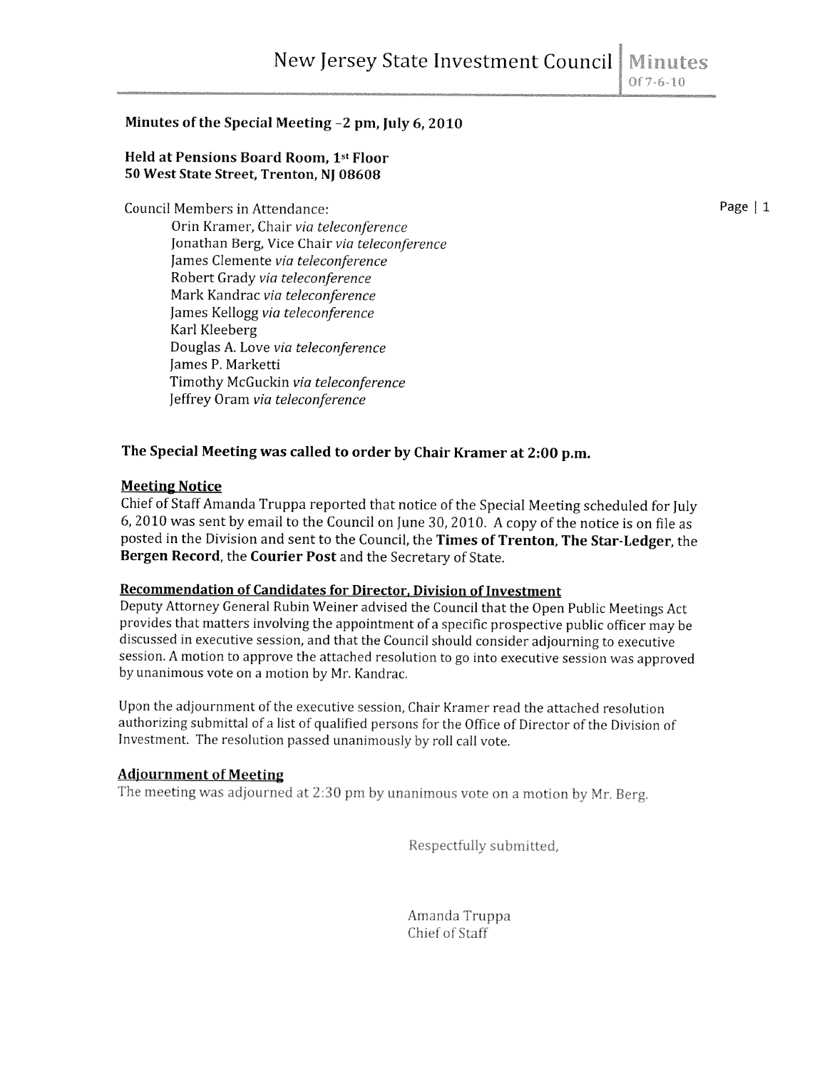# New Jersey State Investment Council | Minutes Of 7-6-10

**Minutes of the Special Meeting –2 pm, July 6, 2010**

**Held at Pensions Board Room, 1st Floor**
**50 West State Street, Trenton, NJ 08608**

Council Members in Attendance:

- Orin Kramer, Chair *via teleconference*
- Jonathan Berg, Vice Chair *via teleconference*
- James Clemente *via teleconference*
- Robert Grady *via teleconference*
- Mark Kandrac *via teleconference*
- James Kellogg *via teleconference*
- Karl Kleeberg
- Douglas A. Love *via teleconference*
- James P. Marketti
- Timothy McGuckin *via teleconference*
- Jeffrey Oram *via teleconference*

**The Special Meeting was called to order by Chair Kramer at 2:00 p.m.**

## Meeting Notice

Chief of Staff Amanda Truppa reported that notice of the Special Meeting scheduled for July 6, 2010 was sent by email to the Council on June 30, 2010. A copy of the notice is on file as posted in the Division and sent to the Council, the **Times of Trenton, The Star-Ledger**, the **Bergen Record**, the **Courier Post** and the Secretary of State.

## Recommendation of Candidates for Director, Division of Investment

Deputy Attorney General Rubin Weiner advised the Council that the Open Public Meetings Act provides that matters involving the appointment of a specific prospective public officer may be discussed in executive session, and that the Council should consider adjourning to executive session. A motion to approve the attached resolution to go into executive session was approved by unanimous vote on a motion by Mr. Kandrac.

Upon the adjournment of the executive session, Chair Kramer read the attached resolution authorizing submittal of a list of qualified persons for the Office of Director of the Division of Investment. The resolution passed unanimously by roll call vote.

## Adjournment of Meeting

The meeting was adjourned at 2:30 pm by unanimous vote on a motion by Mr. Berg.

Respectfully submitted,

Amanda Truppa
Chief of Staff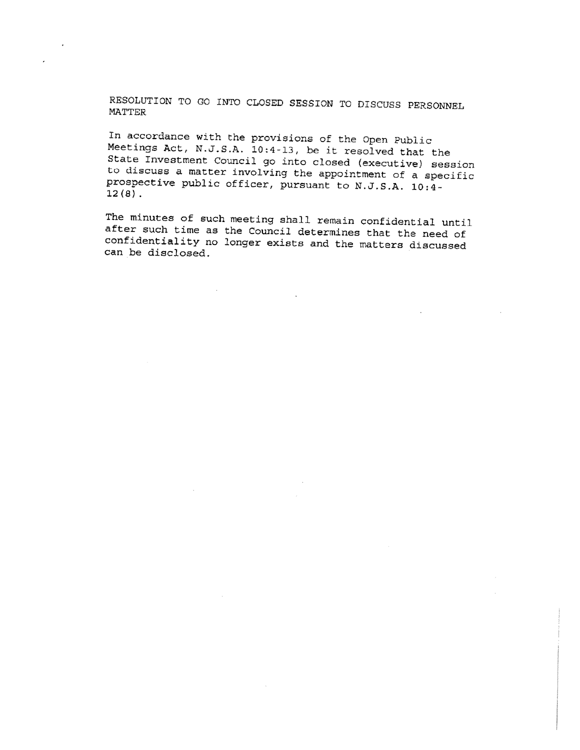# RESOLUTION TO GO INTO CLOSED SESSION TO DISCUSS PERSONNEL MATTER

In accordance with the provisions of the Open Public Meetings Act, N.J.S.A. 10:4-13, be it resolved that the State Investment Council go into closed (executive) session to discuss a matter involving the appointment of a specific prospective public officer, pursuant to N.J.S.A. 10:4-12(8).

The minutes of such meeting shall remain confidential until after such time as the Council determines that the need of confidentiality no longer exists and the matters discussed can be disclosed.